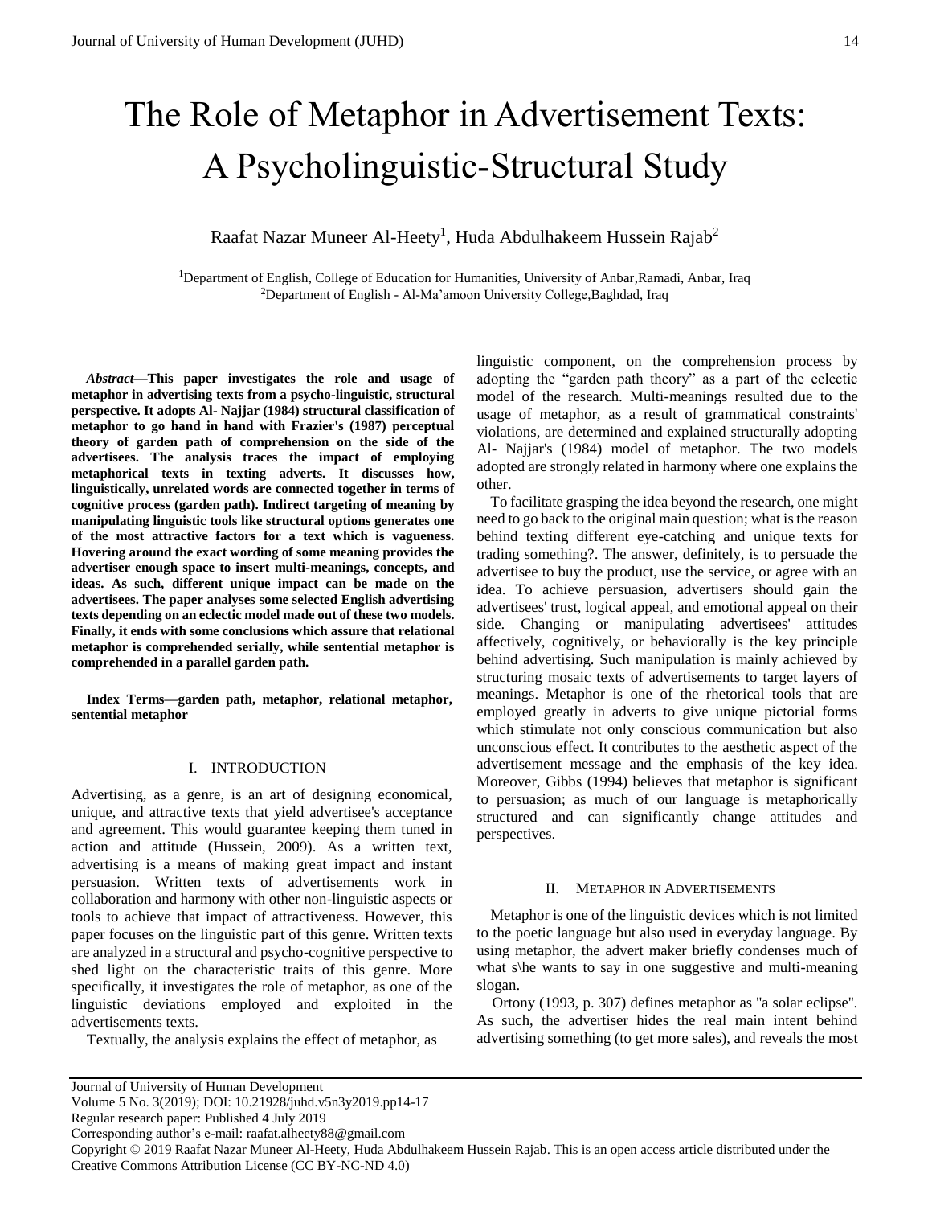# The Role of Metaphor in Advertisement Texts: A Psycholinguistic-Structural Study

Raafat Nazar Muneer Al-Heety[1], Huda Abdulhakeem Hussein Rajab[2]

[1]Department of English, College of Education for Humanities, University of Anbar,Ramadi, Anbar, Iraq
[2]Department of English - Al-Ma'amoon University College,Baghdad, Iraq

***Abstract*—This paper investigates the role and usage of metaphor in advertising texts from a psycho-linguistic, structural perspective. It adopts Al- Najjar (1984) structural classification of metaphor to go hand in hand with Frazier's (1987) perceptual theory of garden path of comprehension on the side of the advertisees. The analysis traces the impact of employing metaphorical texts in texting adverts. It discusses how, linguistically, unrelated words are connected together in terms of cognitive process (garden path). Indirect targeting of meaning by manipulating linguistic tools like structural options generates one of the most attractive factors for a text which is vagueness. Hovering around the exact wording of some meaning provides the advertiser enough space to insert multi-meanings, concepts, and ideas. As such, different unique impact can be made on the advertisees. The paper analyses some selected English advertising texts depending on an eclectic model made out of these two models. Finally, it ends with some conclusions which assure that relational metaphor is comprehended serially, while sentential metaphor is comprehended in a parallel garden path.**

**Index Terms—garden path, metaphor, relational metaphor, sentential metaphor**

## I. INTRODUCTION

Advertising, as a genre, is an art of designing economical, unique, and attractive texts that yield advertisee's acceptance and agreement. This would guarantee keeping them tuned in action and attitude (Hussein, 2009). As a written text, advertising is a means of making great impact and instant persuasion. Written texts of advertisements work in collaboration and harmony with other non-linguistic aspects or tools to achieve that impact of attractiveness. However, this paper focuses on the linguistic part of this genre. Written texts are analyzed in a structural and psycho-cognitive perspective to shed light on the characteristic traits of this genre. More specifically, it investigates the role of metaphor, as one of the linguistic deviations employed and exploited in the advertisements texts.

Textually, the analysis explains the effect of metaphor, as linguistic component, on the comprehension process by adopting the "garden path theory" as a part of the eclectic model of the research. Multi-meanings resulted due to the usage of metaphor, as a result of grammatical constraints' violations, are determined and explained structurally adopting Al- Najjar's (1984) model of metaphor. The two models adopted are strongly related in harmony where one explains the other.

To facilitate grasping the idea beyond the research, one might need to go back to the original main question; what is the reason behind texting different eye-catching and unique texts for trading something?. The answer, definitely, is to persuade the advertisee to buy the product, use the service, or agree with an idea. To achieve persuasion, advertisers should gain the advertisees' trust, logical appeal, and emotional appeal on their side. Changing or manipulating advertisees' attitudes affectively, cognitively, or behaviorally is the key principle behind advertising. Such manipulation is mainly achieved by structuring mosaic texts of advertisements to target layers of meanings. Metaphor is one of the rhetorical tools that are employed greatly in adverts to give unique pictorial forms which stimulate not only conscious communication but also unconscious effect. It contributes to the aesthetic aspect of the advertisement message and the emphasis of the key idea. Moreover, Gibbs (1994) believes that metaphor is significant to persuasion; as much of our language is metaphorically structured and can significantly change attitudes and perspectives.

## II. METAPHOR IN ADVERTISEMENTS

Metaphor is one of the linguistic devices which is not limited to the poetic language but also used in everyday language. By using metaphor, the advert maker briefly condenses much of what s\he wants to say in one suggestive and multi-meaning slogan.

Ortony (1993, p. 307) defines metaphor as "a solar eclipse". As such, the advertiser hides the real main intent behind advertising something (to get more sales), and reveals the most

Journal of University of Human Development
Volume 5 No. 3(2019); DOI: 10.21928/juhd.v5n3y2019.pp14-17
Regular research paper: Published 4 July 2019
Corresponding author's e-mail: raafat.alheety88@gmail.com
Copyright © 2019 Raafat Nazar Muneer Al-Heety, Huda Abdulhakeem Hussein Rajab. This is an open access article distributed under the Creative Commons Attribution License (CC BY-NC-ND 4.0)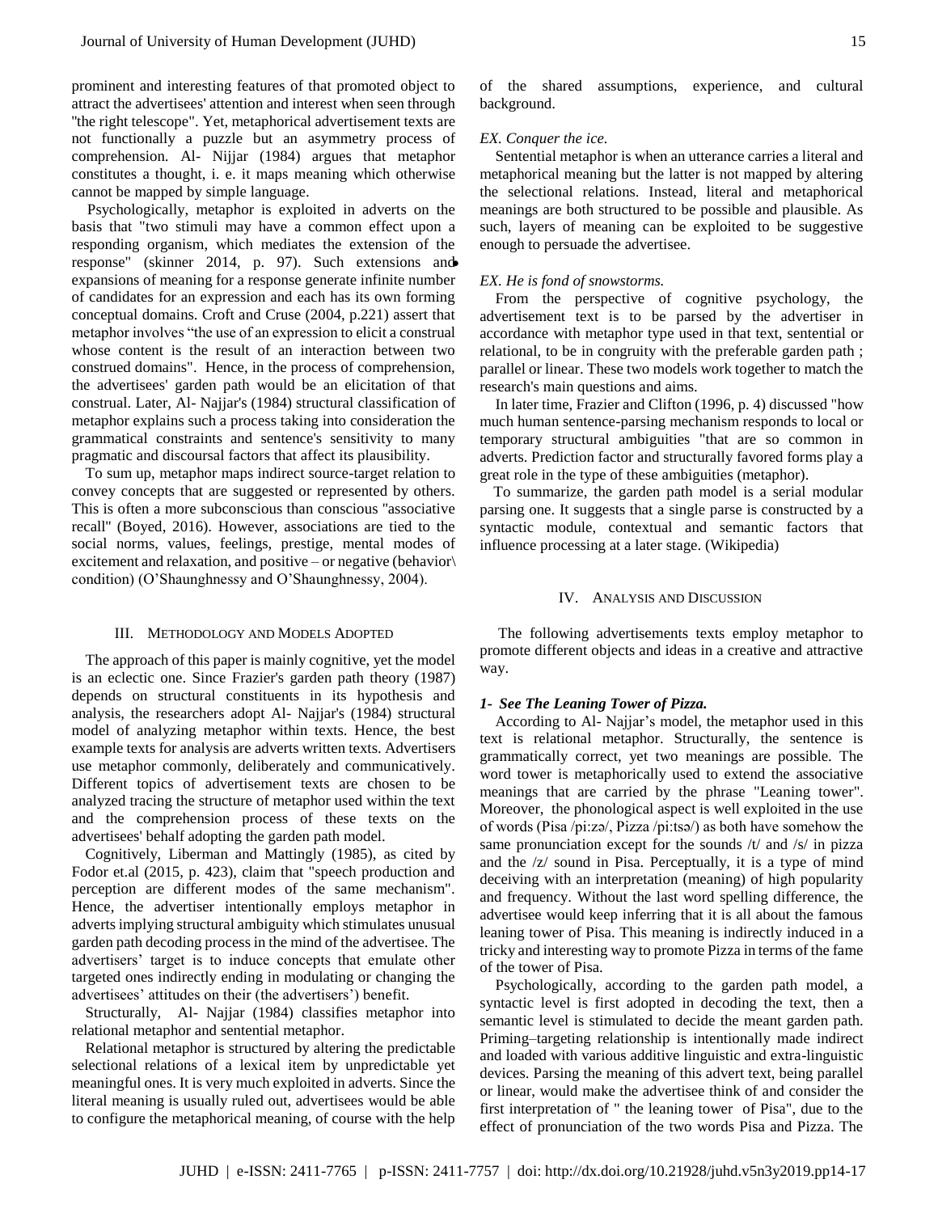prominent and interesting features of that promoted object to attract the advertisees' attention and interest when seen through "the right telescope". Yet, metaphorical advertisement texts are not functionally a puzzle but an asymmetry process of comprehension. Al- Nijjar (1984) argues that metaphor constitutes a thought, i. e. it maps meaning which otherwise cannot be mapped by simple language.

Psychologically, metaphor is exploited in adverts on the basis that "two stimuli may have a common effect upon a responding organism, which mediates the extension of the response" (skinner 2014, p. 97). Such extensions and expansions of meaning for a response generate infinite number of candidates for an expression and each has its own forming conceptual domains. Croft and Cruse (2004, p.221) assert that metaphor involves "the use of an expression to elicit a construal whose content is the result of an interaction between two construed domains". Hence, in the process of comprehension, the advertisees' garden path would be an elicitation of that construal. Later, Al- Najjar's (1984) structural classification of metaphor explains such a process taking into consideration the grammatical constraints and sentence's sensitivity to many pragmatic and discoursal factors that affect its plausibility.

To sum up, metaphor maps indirect source-target relation to convey concepts that are suggested or represented by others. This is often a more subconscious than conscious "associative recall" (Boyed, 2016). However, associations are tied to the social norms, values, feelings, prestige, mental modes of excitement and relaxation, and positive – or negative (behavior\ condition) (O'Shaunghnessy and O'Shaunghnessy, 2004).

## III. Methodology and Models Adopted

The approach of this paper is mainly cognitive, yet the model is an eclectic one. Since Frazier's garden path theory (1987) depends on structural constituents in its hypothesis and analysis, the researchers adopt Al- Najjar's (1984) structural model of analyzing metaphor within texts. Hence, the best example texts for analysis are adverts written texts. Advertisers use metaphor commonly, deliberately and communicatively. Different topics of advertisement texts are chosen to be analyzed tracing the structure of metaphor used within the text and the comprehension process of these texts on the advertisees' behalf adopting the garden path model.

Cognitively, Liberman and Mattingly (1985), as cited by Fodor et.al (2015, p. 423), claim that "speech production and perception are different modes of the same mechanism". Hence, the advertiser intentionally employs metaphor in adverts implying structural ambiguity which stimulates unusual garden path decoding process in the mind of the advertisee. The advertisers' target is to induce concepts that emulate other targeted ones indirectly ending in modulating or changing the advertisees' attitudes on their (the advertisers') benefit.

Structurally, Al- Najjar (1984) classifies metaphor into relational metaphor and sentential metaphor.

Relational metaphor is structured by altering the predictable selectional relations of a lexical item by unpredictable yet meaningful ones. It is very much exploited in adverts. Since the literal meaning is usually ruled out, advertisees would be able to configure the metaphorical meaning, of course with the help of the shared assumptions, experience, and cultural background.

*EX. Conquer the ice.*

Sentential metaphor is when an utterance carries a literal and metaphorical meaning but the latter is not mapped by altering the selectional relations. Instead, literal and metaphorical meanings are both structured to be possible and plausible. As such, layers of meaning can be exploited to be suggestive enough to persuade the advertisee.

*EX. He is fond of snowstorms.*

From the perspective of cognitive psychology, the advertisement text is to be parsed by the advertiser in accordance with metaphor type used in that text, sentential or relational, to be in congruity with the preferable garden path ; parallel or linear. These two models work together to match the research's main questions and aims.

In later time, Frazier and Clifton (1996, p. 4) discussed "how much human sentence-parsing mechanism responds to local or temporary structural ambiguities "that are so common in adverts. Prediction factor and structurally favored forms play a great role in the type of these ambiguities (metaphor).

To summarize, the garden path model is a serial modular parsing one. It suggests that a single parse is constructed by a syntactic module, contextual and semantic factors that influence processing at a later stage. (Wikipedia)

## IV. Analysis and Discussion

The following advertisements texts employ metaphor to promote different objects and ideas in a creative and attractive way.

### *1- See The Leaning Tower of Pizza.*

According to Al- Najjar's model, the metaphor used in this text is relational metaphor. Structurally, the sentence is grammatically correct, yet two meanings are possible. The word tower is metaphorically used to extend the associative meanings that are carried by the phrase "Leaning tower". Moreover, the phonological aspect is well exploited in the use of words (Pisa /pi:zə/, Pizza /pi:tsə/) as both have somehow the same pronunciation except for the sounds /t/ and /s/ in pizza and the /z/ sound in Pisa. Perceptually, it is a type of mind deceiving with an interpretation (meaning) of high popularity and frequency. Without the last word spelling difference, the advertisee would keep inferring that it is all about the famous leaning tower of Pisa. This meaning is indirectly induced in a tricky and interesting way to promote Pizza in terms of the fame of the tower of Pisa.

Psychologically, according to the garden path model, a syntactic level is first adopted in decoding the text, then a semantic level is stimulated to decide the meant garden path. Priming–targeting relationship is intentionally made indirect and loaded with various additive linguistic and extra-linguistic devices. Parsing the meaning of this advert text, being parallel or linear, would make the advertisee think of and consider the first interpretation of " the leaning tower of Pisa", due to the effect of pronunciation of the two words Pisa and Pizza. The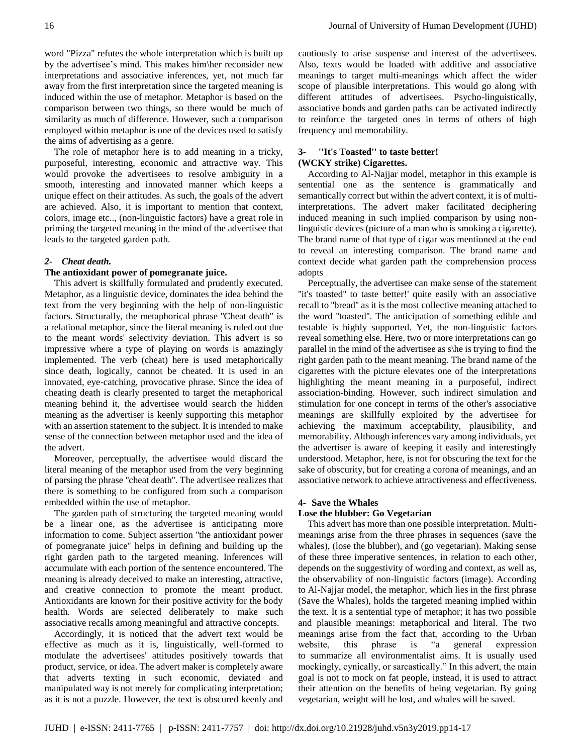word "Pizza" refutes the whole interpretation which is built up by the advertisee's mind. This makes him\her reconsider new interpretations and associative inferences, yet, not much far away from the first interpretation since the targeted meaning is induced within the use of metaphor. Metaphor is based on the comparison between two things, so there would be much of similarity as much of difference. However, such a comparison employed within metaphor is one of the devices used to satisfy the aims of advertising as a genre.

The role of metaphor here is to add meaning in a tricky, purposeful, interesting, economic and attractive way. This would provoke the advertisees to resolve ambiguity in a smooth, interesting and innovated manner which keeps a unique effect on their attitudes. As such, the goals of the advert are achieved. Also, it is important to mention that context, colors, image etc.., (non-linguistic factors) have a great role in priming the targeted meaning in the mind of the advertisee that leads to the targeted garden path.

### *2- Cheat death.*
### The antioxidant power of pomegranate juice.

This advert is skillfully formulated and prudently executed. Metaphor, as a linguistic device, dominates the idea behind the text from the very beginning with the help of non-linguistic factors. Structurally, the metaphorical phrase "Cheat death" is a relational metaphor, since the literal meaning is ruled out due to the meant words' selectivity deviation. This advert is so impressive where a type of playing on words is amazingly implemented. The verb (cheat) here is used metaphorically since death, logically, cannot be cheated. It is used in an innovated, eye-catching, provocative phrase. Since the idea of cheating death is clearly presented to target the metaphorical meaning behind it, the advertisee would search the hidden meaning as the advertiser is keenly supporting this metaphor with an assertion statement to the subject. It is intended to make sense of the connection between metaphor used and the idea of the advert.

Moreover, perceptually, the advertisee would discard the literal meaning of the metaphor used from the very beginning of parsing the phrase "cheat death". The advertisee realizes that there is something to be configured from such a comparison embedded within the use of metaphor.

The garden path of structuring the targeted meaning would be a linear one, as the advertisee is anticipating more information to come. Subject assertion "the antioxidant power of pomegranate juice" helps in defining and building up the right garden path to the targeted meaning. Inferences will accumulate with each portion of the sentence encountered. The meaning is already deceived to make an interesting, attractive, and creative connection to promote the meant product. Antioxidants are known for their positive activity for the body health. Words are selected deliberately to make such associative recalls among meaningful and attractive concepts.

Accordingly, it is noticed that the advert text would be effective as much as it is, linguistically, well-formed to modulate the advertisees' attitudes positively towards that product, service, or idea. The advert maker is completely aware that adverts texting in such economic, deviated and manipulated way is not merely for complicating interpretation; as it is not a puzzle. However, the text is obscured keenly and cautiously to arise suspense and interest of the advertisees. Also, texts would be loaded with additive and associative meanings to target multi-meanings which affect the wider scope of plausible interpretations. This would go along with different attitudes of advertisees. Psycho-linguistically, associative bonds and garden paths can be activated indirectly to reinforce the targeted ones in terms of others of high frequency and memorability.

### 3- ''It's Toasted'' to taste better!
### (WCKY strike) Cigarettes.

According to Al-Najjar model, metaphor in this example is sentential one as the sentence is grammatically and semantically correct but within the advert context, it is of multi-interpretations. The advert maker facilitated deciphering induced meaning in such implied comparison by using non-linguistic devices (picture of a man who is smoking a cigarette). The brand name of that type of cigar was mentioned at the end to reveal an interesting comparison. The brand name and context decide what garden path the comprehension process adopts

Perceptually, the advertisee can make sense of the statement "it's toasted" to taste better!' quite easily with an associative recall to "bread" as it is the most collective meaning attached to the word "toasted". The anticipation of something edible and testable is highly supported. Yet, the non-linguistic factors reveal something else. Here, two or more interpretations can go parallel in the mind of the advertisee as s\he is trying to find the right garden path to the meant meaning. The brand name of the cigarettes with the picture elevates one of the interpretations highlighting the meant meaning in a purposeful, indirect association-binding. However, such indirect simulation and stimulation for one concept in terms of the other's associative meanings are skillfully exploited by the advertisee for achieving the maximum acceptability, plausibility, and memorability. Although inferences vary among individuals, yet the advertiser is aware of keeping it easily and interestingly understood. Metaphor, here, is not for obscuring the text for the sake of obscurity, but for creating a corona of meanings, and an associative network to achieve attractiveness and effectiveness.

### 4- Save the Whales
### Lose the blubber: Go Vegetarian

This advert has more than one possible interpretation. Multi-meanings arise from the three phrases in sequences (save the whales), (lose the blubber), and (go vegetarian). Making sense of these three imperative sentences, in relation to each other, depends on the suggestivity of wording and context, as well as, the observability of non-linguistic factors (image). According to Al-Najjar model, the metaphor, which lies in the first phrase (Save the Whales), holds the targeted meaning implied within the text. It is a sentential type of metaphor; it has two possible and plausible meanings: metaphorical and literal. The two meanings arise from the fact that, according to the Urban website, this phrase is "a general expression to summarize all environmentalist aims. It is usually used mockingly, cynically, or sarcastically." In this advert, the main goal is not to mock on fat people, instead, it is used to attract their attention on the benefits of being vegetarian. By going vegetarian, weight will be lost, and whales will be saved.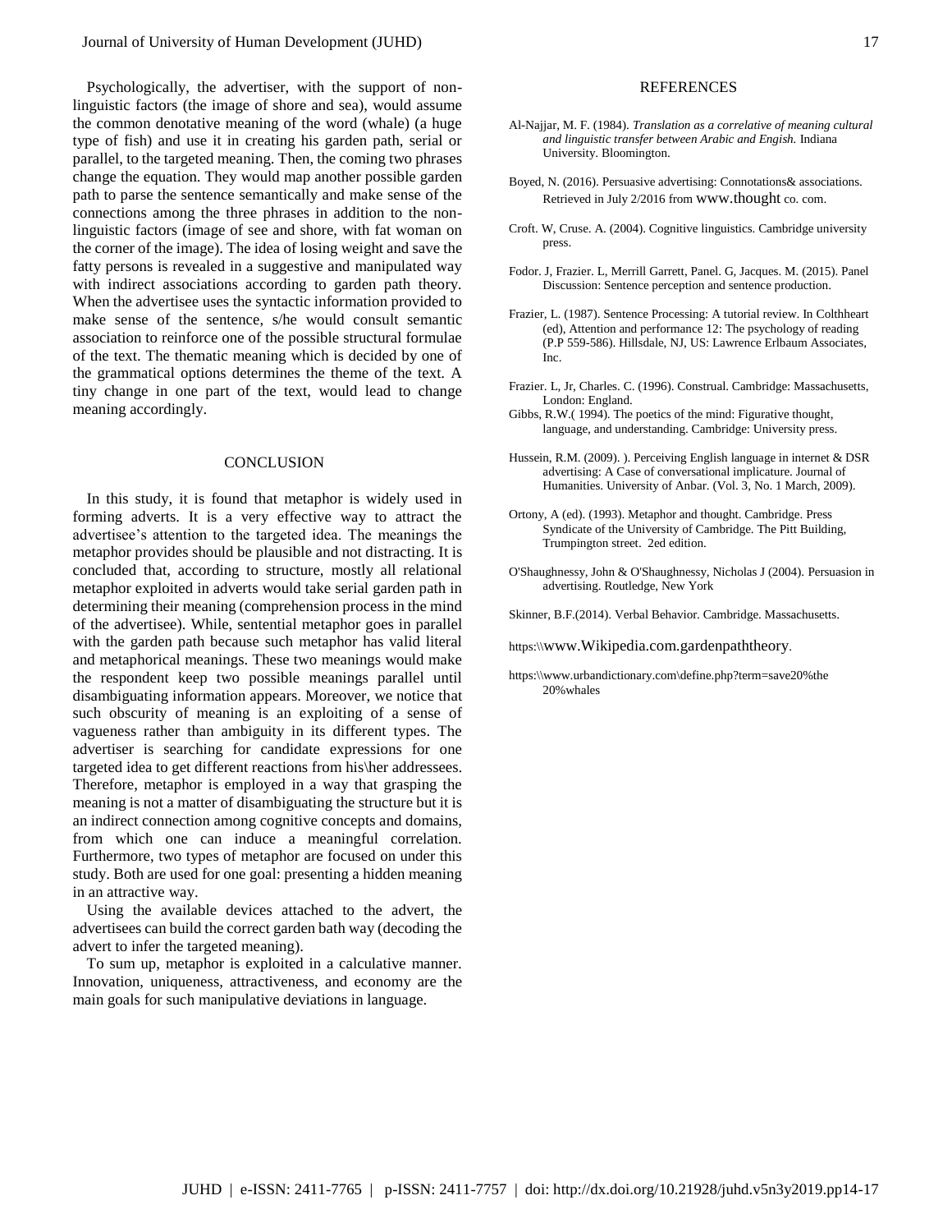Psychologically, the advertiser, with the support of non-linguistic factors (the image of shore and sea), would assume the common denotative meaning of the word (whale) (a huge type of fish) and use it in creating his garden path, serial or parallel, to the targeted meaning. Then, the coming two phrases change the equation. They would map another possible garden path to parse the sentence semantically and make sense of the connections among the three phrases in addition to the non-linguistic factors (image of see and shore, with fat woman on the corner of the image). The idea of losing weight and save the fatty persons is revealed in a suggestive and manipulated way with indirect associations according to garden path theory. When the advertisee uses the syntactic information provided to make sense of the sentence, s/he would consult semantic association to reinforce one of the possible structural formulae of the text. The thematic meaning which is decided by one of the grammatical options determines the theme of the text. A tiny change in one part of the text, would lead to change meaning accordingly.

## CONCLUSION

In this study, it is found that metaphor is widely used in forming adverts. It is a very effective way to attract the advertisee's attention to the targeted idea. The meanings the metaphor provides should be plausible and not distracting. It is concluded that, according to structure, mostly all relational metaphor exploited in adverts would take serial garden path in determining their meaning (comprehension process in the mind of the advertisee). While, sentential metaphor goes in parallel with the garden path because such metaphor has valid literal and metaphorical meanings. These two meanings would make the respondent keep two possible meanings parallel until disambiguating information appears. Moreover, we notice that such obscurity of meaning is an exploiting of a sense of vagueness rather than ambiguity in its different types. The advertiser is searching for candidate expressions for one targeted idea to get different reactions from his\her addressees. Therefore, metaphor is employed in a way that grasping the meaning is not a matter of disambiguating the structure but it is an indirect connection among cognitive concepts and domains, from which one can induce a meaningful correlation. Furthermore, two types of metaphor are focused on under this study. Both are used for one goal: presenting a hidden meaning in an attractive way.

Using the available devices attached to the advert, the advertisees can build the correct garden bath way (decoding the advert to infer the targeted meaning).

To sum up, metaphor is exploited in a calculative manner. Innovation, uniqueness, attractiveness, and economy are the main goals for such manipulative deviations in language.

## REFERENCES

Al-Najjar, M. F. (1984). *Translation as a correlative of meaning cultural and linguistic transfer between Arabic and Engish.* Indiana University. Bloomington.

Boyed, N. (2016). Persuasive advertising: Connotations& associations. Retrieved in July 2/2016 from www.thought co. com.

Croft. W, Cruse. A. (2004). Cognitive linguistics. Cambridge university press.

Fodor. J, Frazier. L, Merrill Garrett, Panel. G, Jacques. M. (2015). Panel Discussion: Sentence perception and sentence production.

Frazier, L. (1987). Sentence Processing: A tutorial review. In Colthheart (ed), Attention and performance 12: The psychology of reading (P.P 559-586). Hillsdale, NJ, US: Lawrence Erlbaum Associates, Inc.

Frazier. L, Jr, Charles. C. (1996). Construal. Cambridge: Massachusetts, London: England.

Gibbs, R.W.( 1994). The poetics of the mind: Figurative thought, language, and understanding. Cambridge: University press.

Hussein, R.M. (2009). ). Perceiving English language in internet & DSR advertising: A Case of conversational implicature. Journal of Humanities. University of Anbar. (Vol. 3, No. 1 March, 2009).

Ortony, A (ed). (1993). Metaphor and thought. Cambridge. Press Syndicate of the University of Cambridge. The Pitt Building, Trumpington street. 2ed edition.

O'Shaughnessy, John & O'Shaughnessy, Nicholas J (2004). Persuasion in advertising. Routledge, New York

Skinner, B.F.(2014). Verbal Behavior. Cambridge. Massachusetts.

https:\\\www.Wikipedia.com.gardenpaththeory.

https:\\\www.urbandictionary.com\define.php?term=save20%the 20%whales